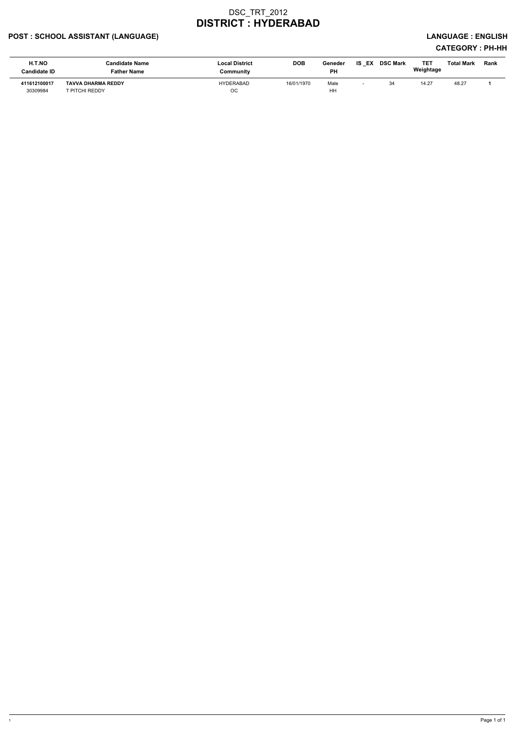# DSC_TRT_2012

# DISTRICT : HYDERABAD

**POST : SCHOOL ASSISTANT (LANGUAGE)** **LANGUAGE : ENGLISH**

**CATEGORY : PH-HH**

| H.T.NO<br>Candidate ID | Candidate Name<br>Father Name | Local District<br>Community | DOB | Geneder<br>PH | IS _EX | DSC Mark | TET Weightage | Total Mark | Rank |
|---|---|---|---|---|---|---|---|---|---|
| **411612100017**<br>30309984 | **TAVVA DHARMA REDDY**<br>T PITCHI REDDY | HYDERABAD<br>OC | 16/01/1970 | Male<br>HH | - | 34 | 14.27 | 48.27 | **1** |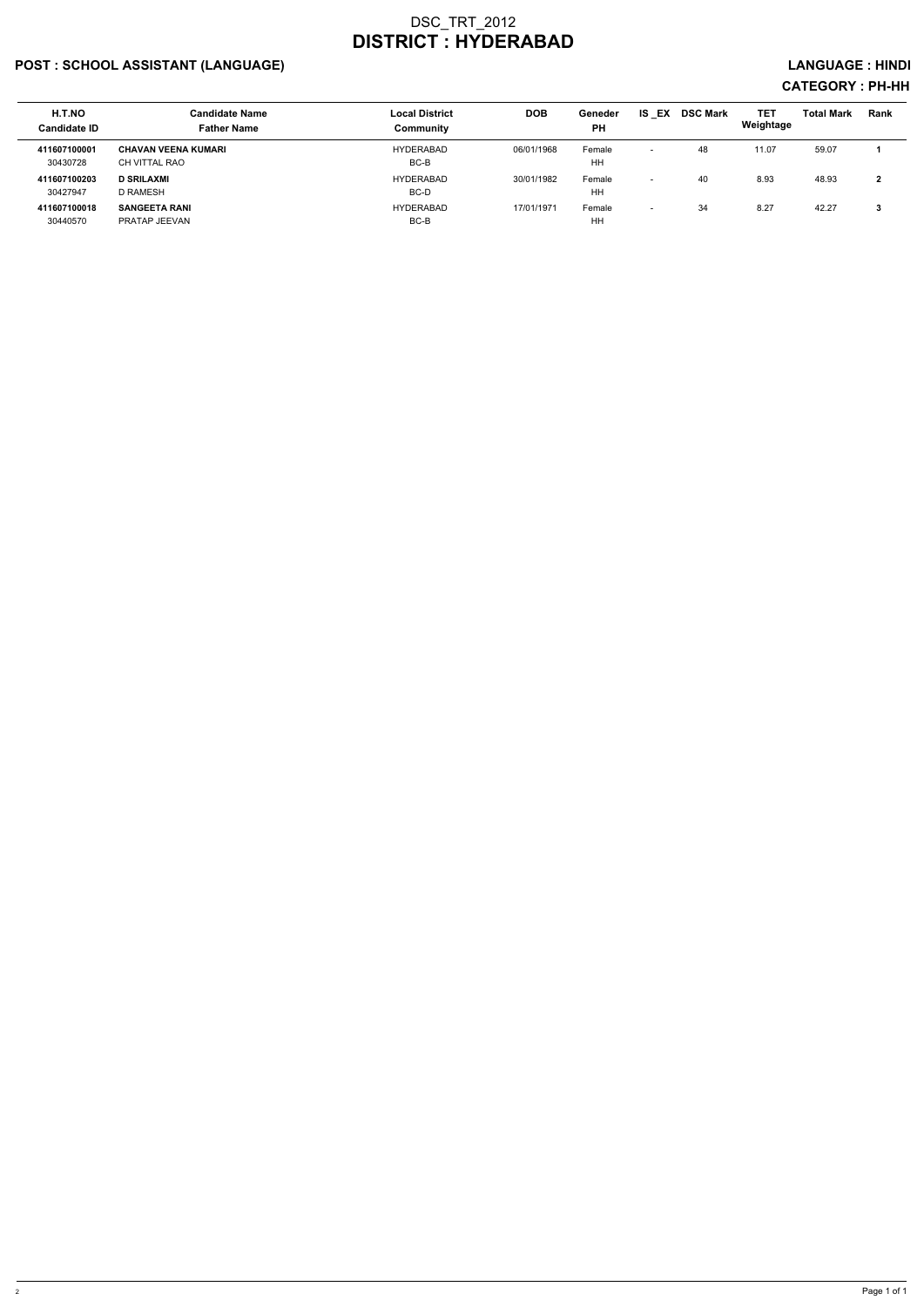# DSC_TRT_2012
# DISTRICT : HYDERABAD

## POST : SCHOOL ASSISTANT (LANGUAGE)

**LANGUAGE : HINDI**

**CATEGORY : PH-HH**

| H.T.NO<br>Candidate ID | Candidate Name<br>Father Name | Local District<br>Community | DOB | Geneder<br>PH | IS _EX | DSC Mark | TET Weightage | Total Mark | Rank |
|---|---|---|---|---|---|---|---|---|---|
| **411607100001**<br>30430728 | **CHAVAN VEENA KUMARI**<br>CH VITTAL RAO | HYDERABAD<br>BC-B | 06/01/1968 | Female<br>HH | - | 48 | 11.07 | 59.07 | **1** |
| **411607100203**<br>30427947 | **D SRILAXMI**<br>D RAMESH | HYDERABAD<br>BC-D | 30/01/1982 | Female<br>HH | - | 40 | 8.93 | 48.93 | **2** |
| **411607100018**<br>30440570 | **SANGEETA RANI**<br>PRATAP JEEVAN | HYDERABAD<br>BC-B | 17/01/1971 | Female<br>HH | - | 34 | 8.27 | 42.27 | **3** |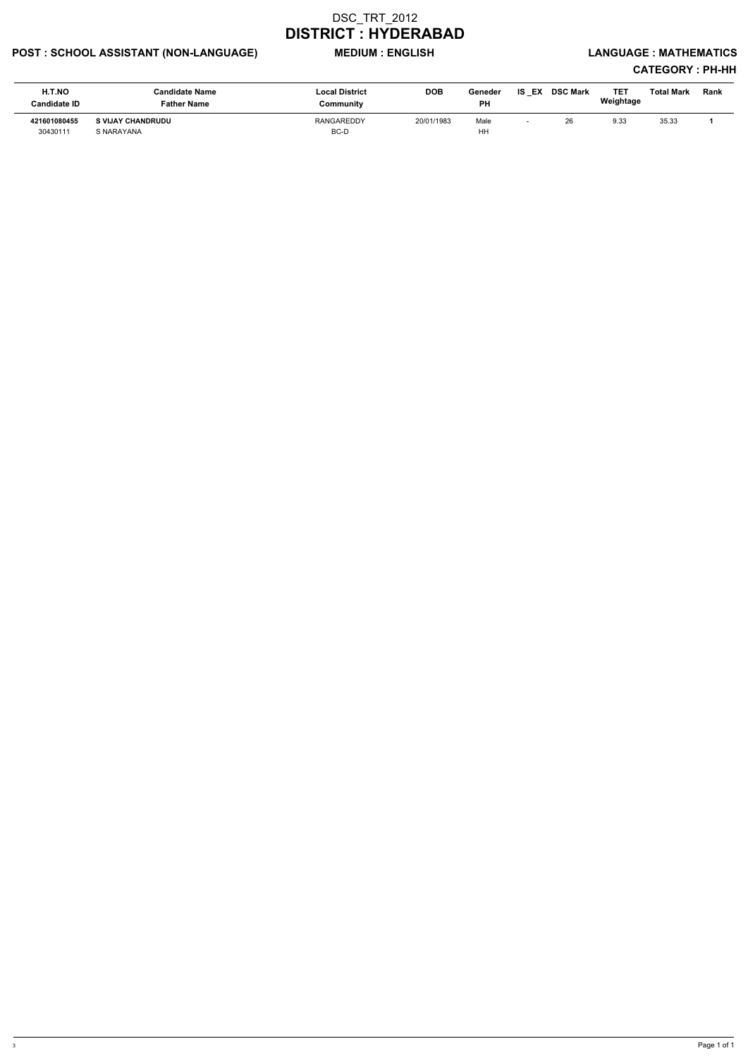# DSC_TRT_2012
# DISTRICT : HYDERABAD

**POST : SCHOOL ASSISTANT (NON-LANGUAGE)** **MEDIUM : ENGLISH** **LANGUAGE : MATHEMATICS**

**CATEGORY : PH-HH**

| H.T.NO<br>Candidate ID | Candidate Name<br>Father Name | Local District<br>Community | DOB | Geneder<br>PH | IS_EX | DSC Mark | TET Weightage | Total Mark | Rank |
|---|---|---|---|---|---|---|---|---|---|
| **421601080455**<br>30430111 | **S VIJAY CHANDRUDU**<br>S NARAYANA | RANGAREDDY<br>BC-D | 20/01/1983 | Male<br>HH | - | 26 | 9.33 | 35.33 | **1** |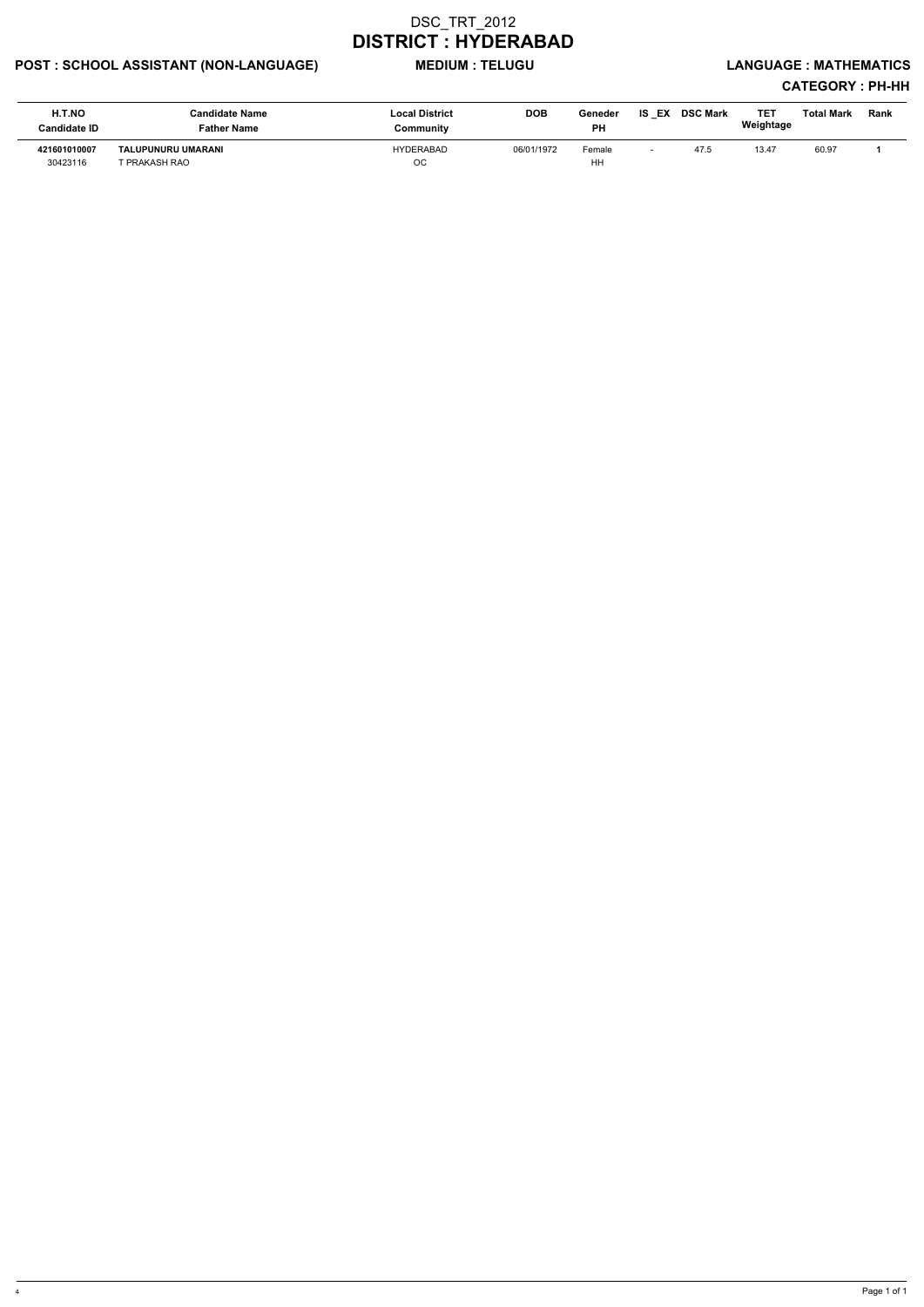# DSC_TRT_2012

# DISTRICT : HYDERABAD

**POST : SCHOOL ASSISTANT (NON-LANGUAGE)** **MEDIUM : TELUGU** **LANGUAGE : MATHEMATICS**

**CATEGORY : PH-HH**

| H.T.NO<br>Candidate ID | Candidate Name<br>Father Name | Local District<br>Community | DOB | Geneder<br>PH | IS _EX | DSC Mark | TET Weightage | Total Mark | Rank |
|---|---|---|---|---|---|---|---|---|---|
| **421601010007**<br>30423116 | **TALUPUNURU UMARANI**<br>T PRAKASH RAO | HYDERABAD<br>OC | 06/01/1972 | Female<br>HH | - | 47.5 | 13.47 | 60.97 | **1** |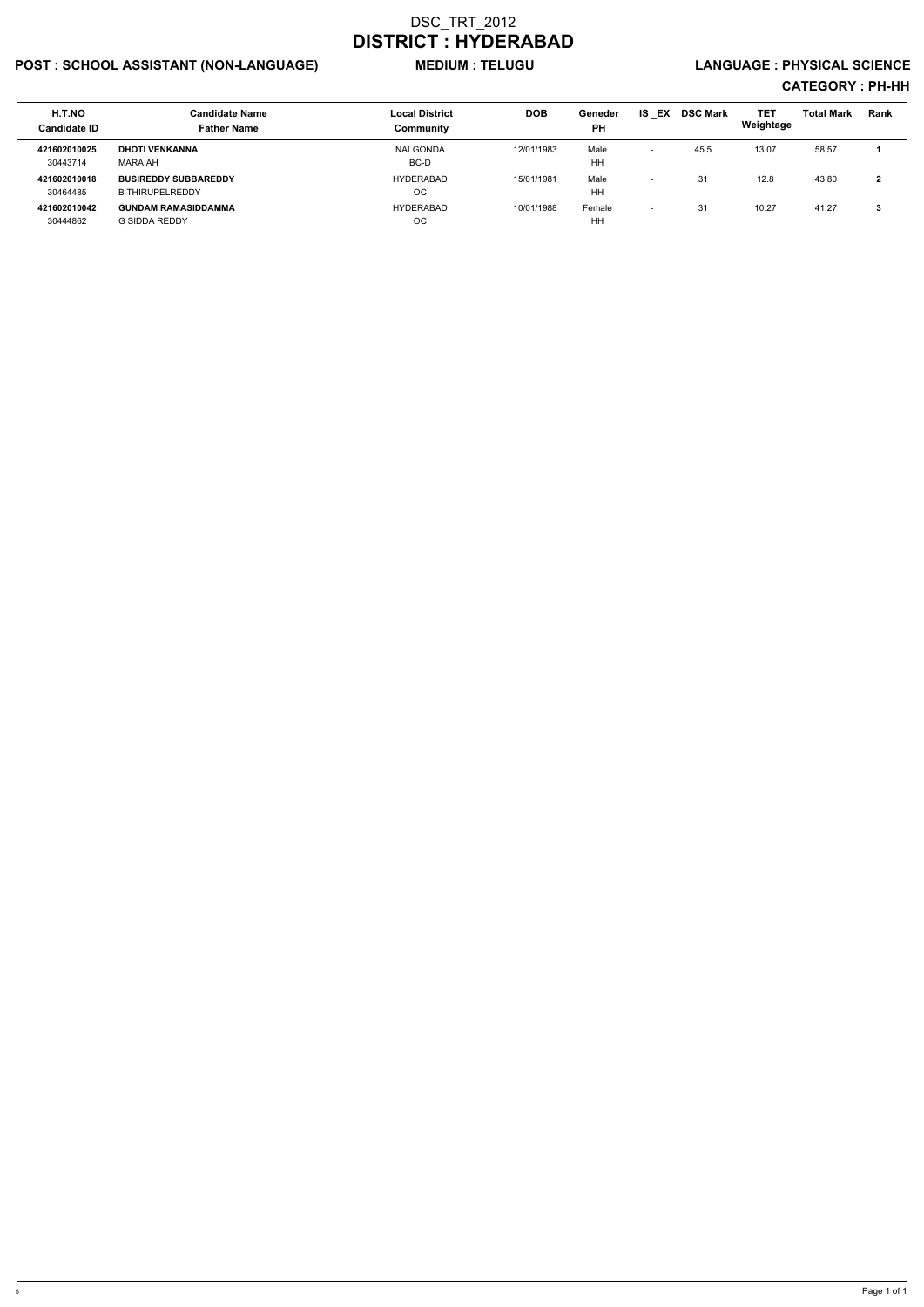# DSC_TRT_2012

## DISTRICT : HYDERABAD

**POST : SCHOOL ASSISTANT (NON-LANGUAGE)** **MEDIUM : TELUGU** **LANGUAGE : PHYSICAL SCIENCE**

**CATEGORY : PH-HH**

| H.T.NO<br>Candidate ID | Candidate Name<br>Father Name | Local District<br>Community | DOB | Geneder<br>PH | IS _EX | DSC Mark | TET Weightage | Total Mark | Rank |
|---|---|---|---|---|---|---|---|---|---|
| **421602010025**<br>30443714 | **DHOTI VENKANNA**<br>MARAIAH | NALGONDA<br>BC-D | 12/01/1983 | Male<br>HH | - | 45.5 | 13.07 | 58.57 | **1** |
| **421602010018**<br>30464485 | **BUSIREDDY SUBBAREDDY**<br>B THIRUPELREDDY | HYDERABAD<br>OC | 15/01/1981 | Male<br>HH | - | 31 | 12.8 | 43.80 | **2** |
| **421602010042**<br>30444862 | **GUNDAM RAMASIDDAMMA**<br>G SIDDA REDDY | HYDERABAD<br>OC | 10/01/1988 | Female<br>HH | - | 31 | 10.27 | 41.27 | **3** |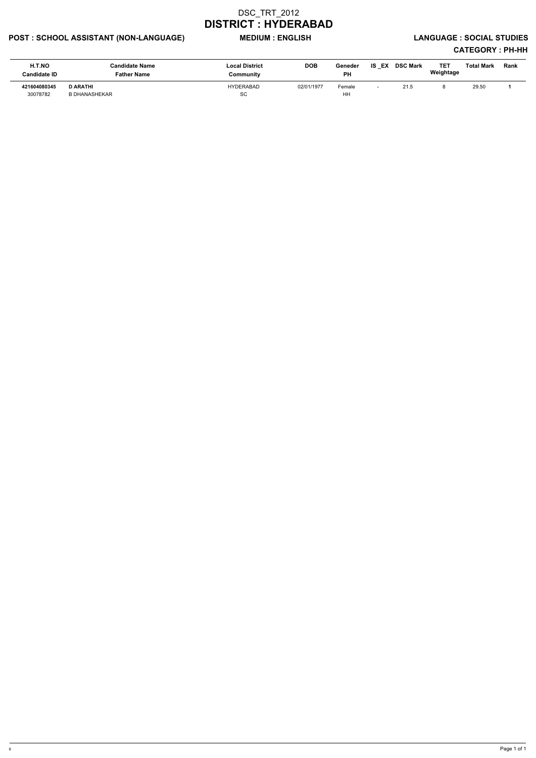# DSC_TRT_2012

# DISTRICT : HYDERABAD

**POST : SCHOOL ASSISTANT (NON-LANGUAGE)** **MEDIUM : ENGLISH** **LANGUAGE : SOCIAL STUDIES**

**CATEGORY : PH-HH**

| H.T.NO<br>Candidate ID | Candidate Name<br>Father Name | Local District<br>Community | DOB | Geneder<br>PH | IS _EX | DSC Mark | TET Weightage | Total Mark | Rank |
|---|---|---|---|---|---|---|---|---|---|
| **421604080345**<br>30078782 | **D ARATHI**<br>B DHANASHEKAR | HYDERABAD<br>SC | 02/01/1977 | Female<br>HH | - | 21.5 | 8 | 29.50 | **1** |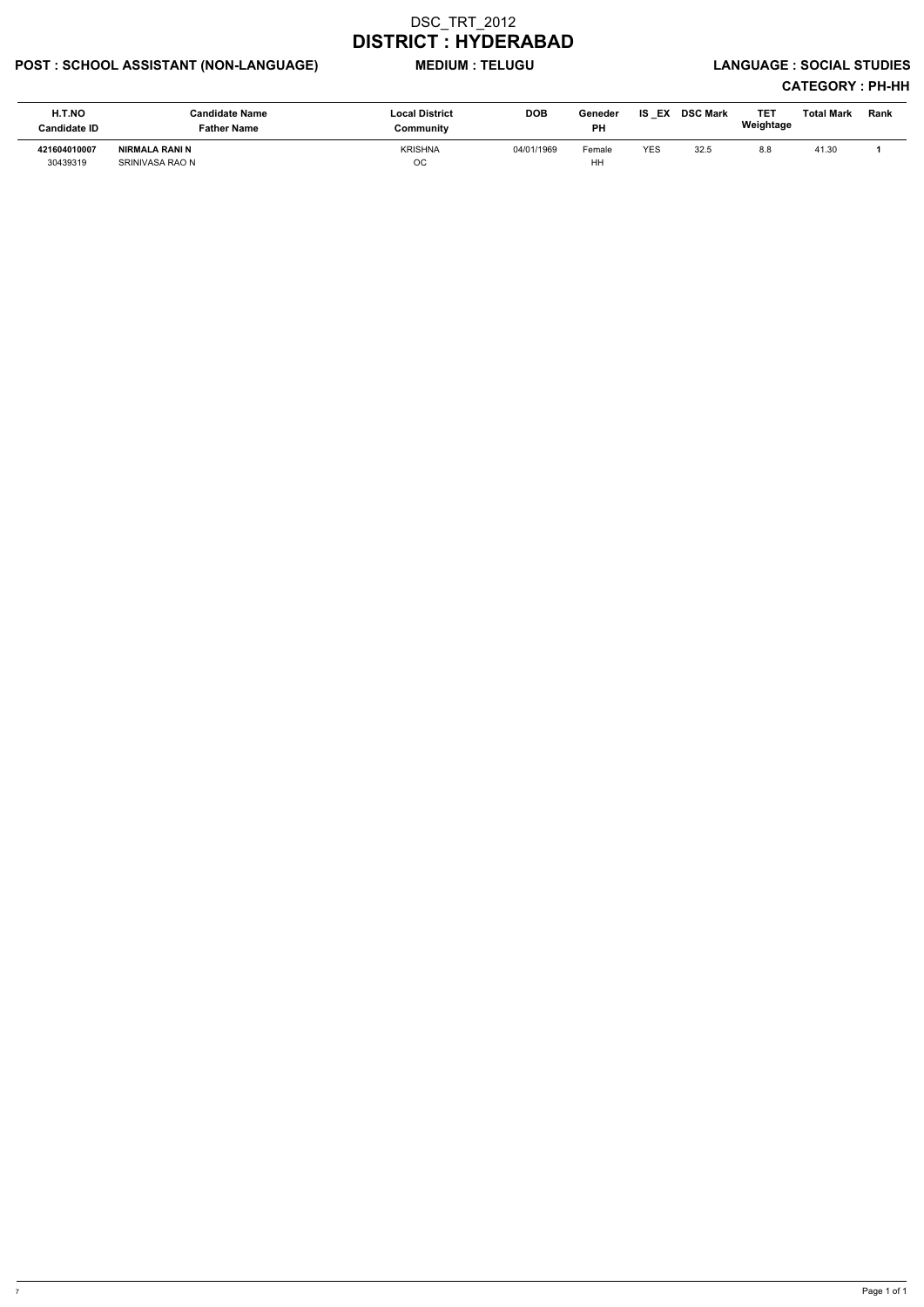# DSC_TRT_2012

# DISTRICT : HYDERABAD

**POST : SCHOOL ASSISTANT (NON-LANGUAGE)** **MEDIUM : TELUGU** **LANGUAGE : SOCIAL STUDIES**

**CATEGORY : PH-HH**

| H.T.NO<br>Candidate ID | Candidate Name<br>Father Name | Local District<br>Community | DOB | Geneder<br>PH | IS _EX | DSC Mark | TET Weightage | Total Mark | Rank |
|---|---|---|---|---|---|---|---|---|---|
| **421604010007**<br>30439319 | **NIRMALA RANI N**<br>SRINIVASA RAO N | KRISHNA<br>OC | 04/01/1969 | Female<br>HH | YES | 32.5 | 8.8 | 41.30 | **1** |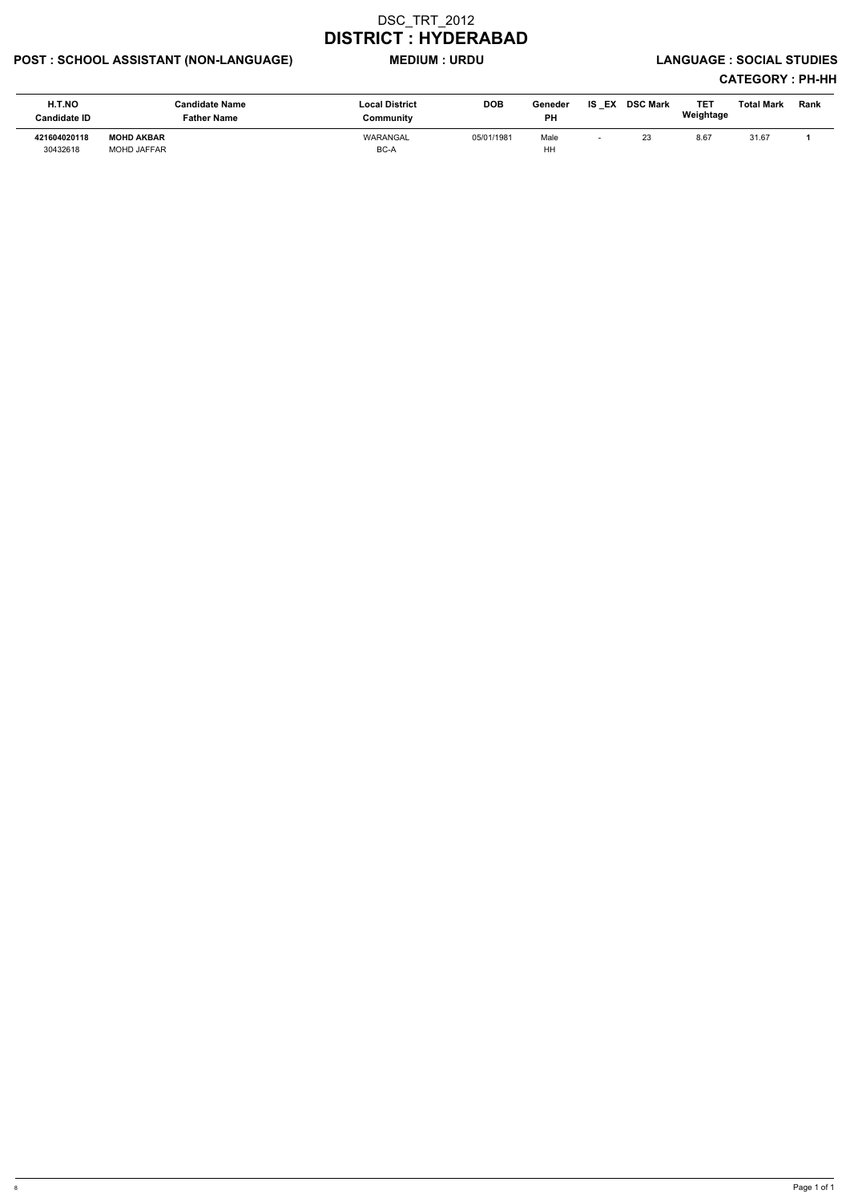# DSC_TRT_2012

# DISTRICT : HYDERABAD

**POST : SCHOOL ASSISTANT (NON-LANGUAGE)** **MEDIUM : URDU** **LANGUAGE : SOCIAL STUDIES**

**CATEGORY : PH-HH**

| H.T.NO<br>Candidate ID | Candidate Name<br>Father Name | Local District<br>Community | DOB | Geneder<br>PH | IS _EX | DSC Mark | TET Weightage | Total Mark | Rank |
|---|---|---|---|---|---|---|---|---|---|
| **421604020118**<br>30432618 | **MOHD AKBAR**<br>MOHD JAFFAR | WARANGAL<br>BC-A | 05/01/1981 | Male<br>HH | - | 23 | 8.67 | 31.67 | **1** |